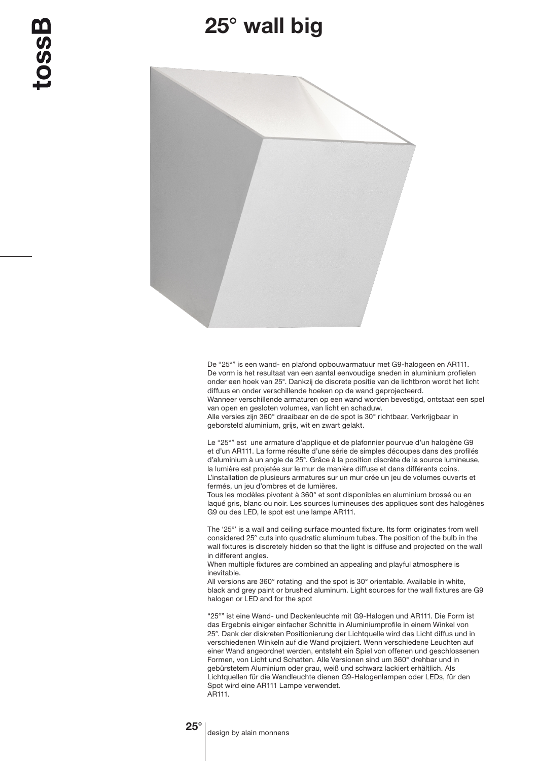# 25° wall big

De "25°" is een wand- en plafond opbouwarmatuur met G9-halogeen en AR111. De vorm is het resultaat van een aantal eenvoudige sneden in aluminium profielen onder een hoek van 25°. Dankzij de discrete positie van de lichtbron wordt het licht diffuus en onder verschillende hoeken op de wand geprojecteerd.
Wanneer verschillende armaturen op een wand worden bevestigd, ontstaat een spel van open en gesloten volumes, van licht en schaduw.
Alle versies zijn 360° draaibaar en de de spot is 30° richtbaar. Verkrijgbaar in geborsteld aluminium, grijs, wit en zwart gelakt.

Le "25°" est une armature d'applique et de plafonnier pourvue d'un halogène G9 et d'un AR111. La forme résulte d'une série de simples découpes dans des profilés d'aluminium à un angle de 25°. Grâce à la position discrète de la source lumineuse, la lumière est projetée sur le mur de manière diffuse et dans différents coins.
L'installation de plusieurs armatures sur un mur crée un jeu de volumes ouverts et fermés, un jeu d'ombres et de lumières.
Tous les modèles pivotent à 360° et sont disponibles en aluminium brossé ou en laqué gris, blanc ou noir. Les sources lumineuses des appliques sont des halogènes G9 ou des LED, le spot est une lampe AR111.

The '25°' is a wall and ceiling surface mounted fixture. Its form originates from well considered 25° cuts into quadratic aluminum tubes. The position of the bulb in the wall fixtures is discretely hidden so that the light is diffuse and projected on the wall in different angles.
When multiple fixtures are combined an appealing and playful atmosphere is inevitable.
All versions are 360° rotating and the spot is 30° orientable. Available in white, black and grey paint or brushed aluminum. Light sources for the wall fixtures are G9 halogen or LED and for the spot

"25°" ist eine Wand- und Deckenleuchte mit G9-Halogen und AR111. Die Form ist das Ergebnis einiger einfacher Schnitte in Aluminiumprofile in einem Winkel von 25°. Dank der diskreten Positionierung der Lichtquelle wird das Licht diffus und in verschiedenen Winkeln auf die Wand projiziert. Wenn verschiedene Leuchten auf einer Wand angeordnet werden, entsteht ein Spiel von offenen und geschlossenen Formen, von Licht und Schatten. Alle Versionen sind um 360° drehbar und in gebürstetem Aluminium oder grau, weiß und schwarz lackiert erhältlich. Als Lichtquellen für die Wandleuchte dienen G9-Halogenlampen oder LEDs, für den Spot wird eine AR111 Lampe verwendet.
AR111.

25° design by alain monnens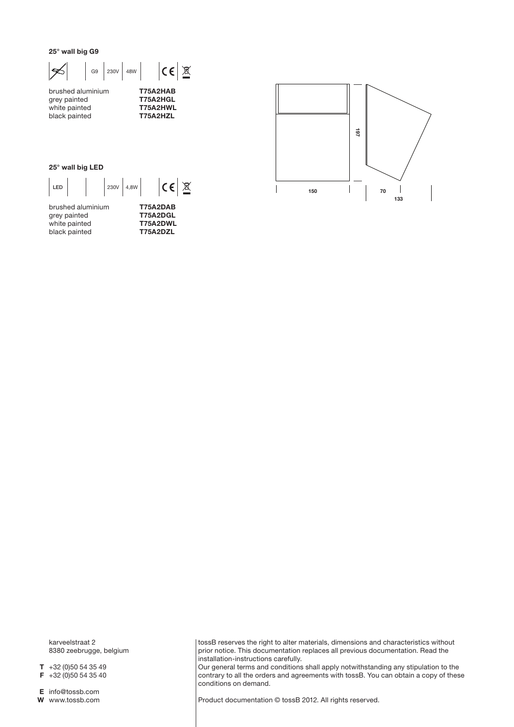**25° wall big G9**

G9 | 230V | 48W

| | |
|---|---|
| brushed aluminium | **T75A2HAB** |
| grey painted | **T75A2HGL** |
| white painted | **T75A2HWL** |
| black painted | **T75A2HZL** |

**25° wall big LED**

LED | 230V | 4,8W

| | |
|---|---|
| brushed aluminium | **T75A2DAB** |
| grey painted | **T75A2DGL** |
| white painted | **T75A2DWL** |
| black painted | **T75A2DZL** |

197
150
70
133

karveelstraat 2
8380 zeebrugge, belgium

**T** +32 (0)50 54 35 49
**F** +32 (0)50 54 35 40

**E** info@tossb.com
**W** www.tossb.com

tossB reserves the right to alter materials, dimensions and characteristics without prior notice. This documentation replaces all previous documentation. Read the installation-instructions carefully.
Our general terms and conditions shall apply notwithstanding any stipulation to the contrary to all the orders and agreements with tossB. You can obtain a copy of these conditions on demand.

Product documentation © tossB 2012. All rights reserved.